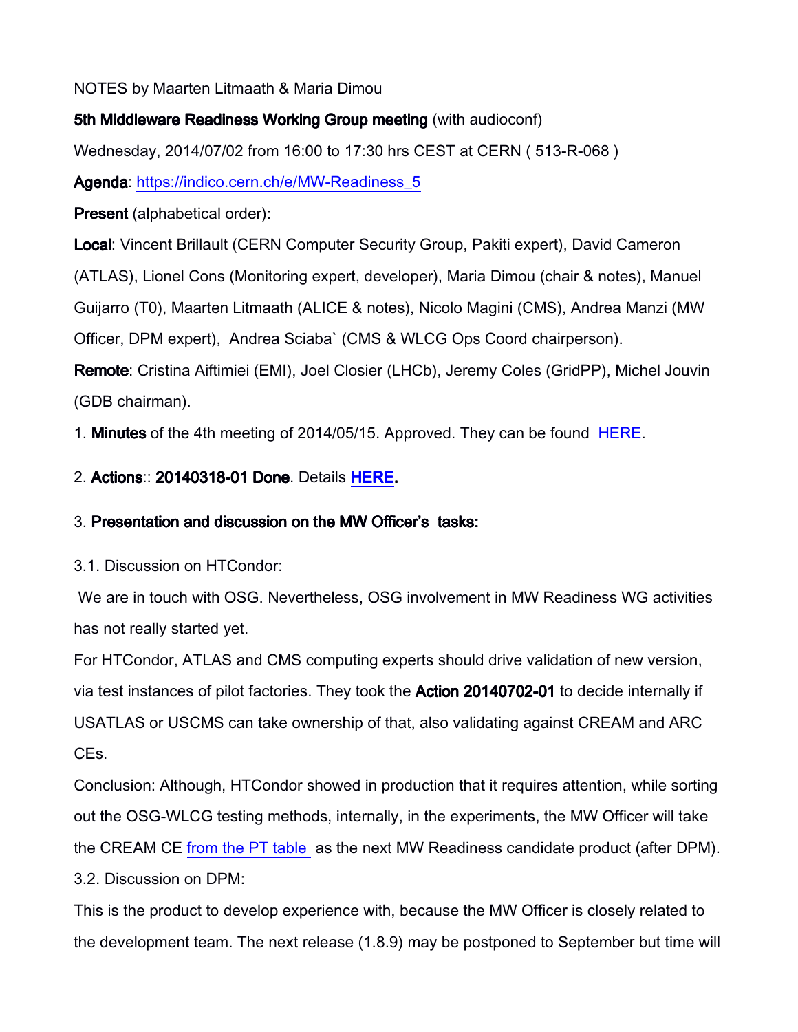NOTES by Maarten Litmaath & Maria Dimou

**5th Middleware Readiness Working Group meeting** (with audioconf)

Wednesday, 2014/07/02 from 16:00 to 17:30 hrs CEST at CERN ( 513-R-068 )

**Agenda**: https://indico.cern.ch/e/MW-Readiness_5

**Present** (alphabetical order):

**Local**: Vincent Brillault (CERN Computer Security Group, Pakiti expert), David Cameron (ATLAS), Lionel Cons (Monitoring expert, developer), Maria Dimou (chair & notes), Manuel Guijarro (T0), Maarten Litmaath (ALICE & notes), Nicolo Magini (CMS), Andrea Manzi (MW Officer, DPM expert), Andrea Sciaba` (CMS & WLCG Ops Coord chairperson).

**Remote**: Cristina Aiftimiei (EMI), Joel Closier (LHCb), Jeremy Coles (GridPP), Michel Jouvin (GDB chairman).

1. **Minutes** of the 4th meeting of 2014/05/15. Approved. They can be found HERE.

2. **Actions**:: **20140318-01 Done**. Details **HERE.**

3. **Presentation and discussion on the MW Officer's tasks:**

3.1. Discussion on HTCondor:

We are in touch with OSG. Nevertheless, OSG involvement in MW Readiness WG activities has not really started yet.

For HTCondor, ATLAS and CMS computing experts should drive validation of new version, via test instances of pilot factories. They took the **Action 20140702-01** to decide internally if USATLAS or USCMS can take ownership of that, also validating against CREAM and ARC CEs.

Conclusion: Although, HTCondor showed in production that it requires attention, while sorting out the OSG-WLCG testing methods, internally, in the experiments, the MW Officer will take the CREAM CE from the PT table as the next MW Readiness candidate product (after DPM).

3.2. Discussion on DPM:

This is the product to develop experience with, because the MW Officer is closely related to the development team. The next release (1.8.9) may be postponed to September but time will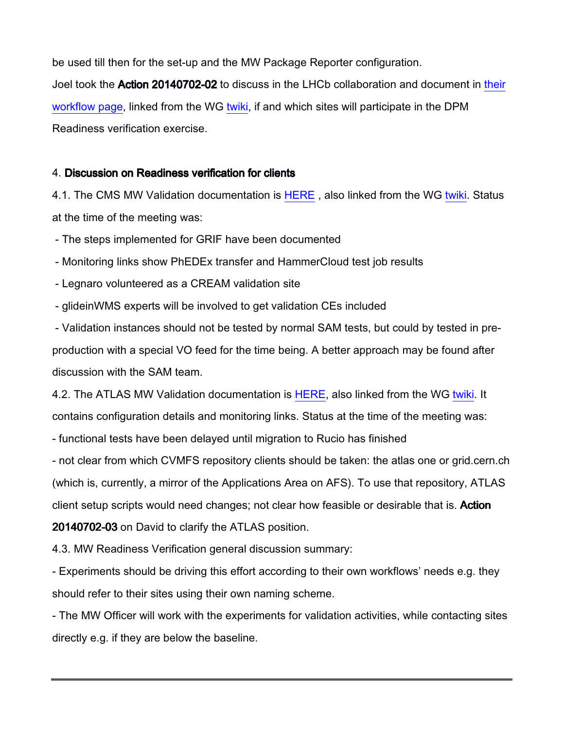be used till then for the set-up and the MW Package Reporter configuration.

Joel took the **Action 20140702-02** to discuss in the LHCb collaboration and document in their workflow page, linked from the WG twiki, if and which sites will participate in the DPM Readiness verification exercise.

4. **Discussion on Readiness verification for clients**

4.1. The CMS MW Validation documentation is HERE , also linked from the WG twiki. Status at the time of the meeting was:

- The steps implemented for GRIF have been documented
- Monitoring links show PhEDEx transfer and HammerCloud test job results
- Legnaro volunteered as a CREAM validation site
- glideinWMS experts will be involved to get validation CEs included
- Validation instances should not be tested by normal SAM tests, but could by tested in pre-production with a special VO feed for the time being. A better approach may be found after discussion with the SAM team.

4.2. The ATLAS MW Validation documentation is HERE, also linked from the WG twiki. It contains configuration details and monitoring links. Status at the time of the meeting was:

- functional tests have been delayed until migration to Rucio has finished
- not clear from which CVMFS repository clients should be taken: the atlas one or grid.cern.ch (which is, currently, a mirror of the Applications Area on AFS). To use that repository, ATLAS client setup scripts would need changes; not clear how feasible or desirable that is. **Action 20140702-03** on David to clarify the ATLAS position.

4.3. MW Readiness Verification general discussion summary:

- Experiments should be driving this effort according to their own workflows' needs e.g. they should refer to their sites using their own naming scheme.
- The MW Officer will work with the experiments for validation activities, while contacting sites directly e.g. if they are below the baseline.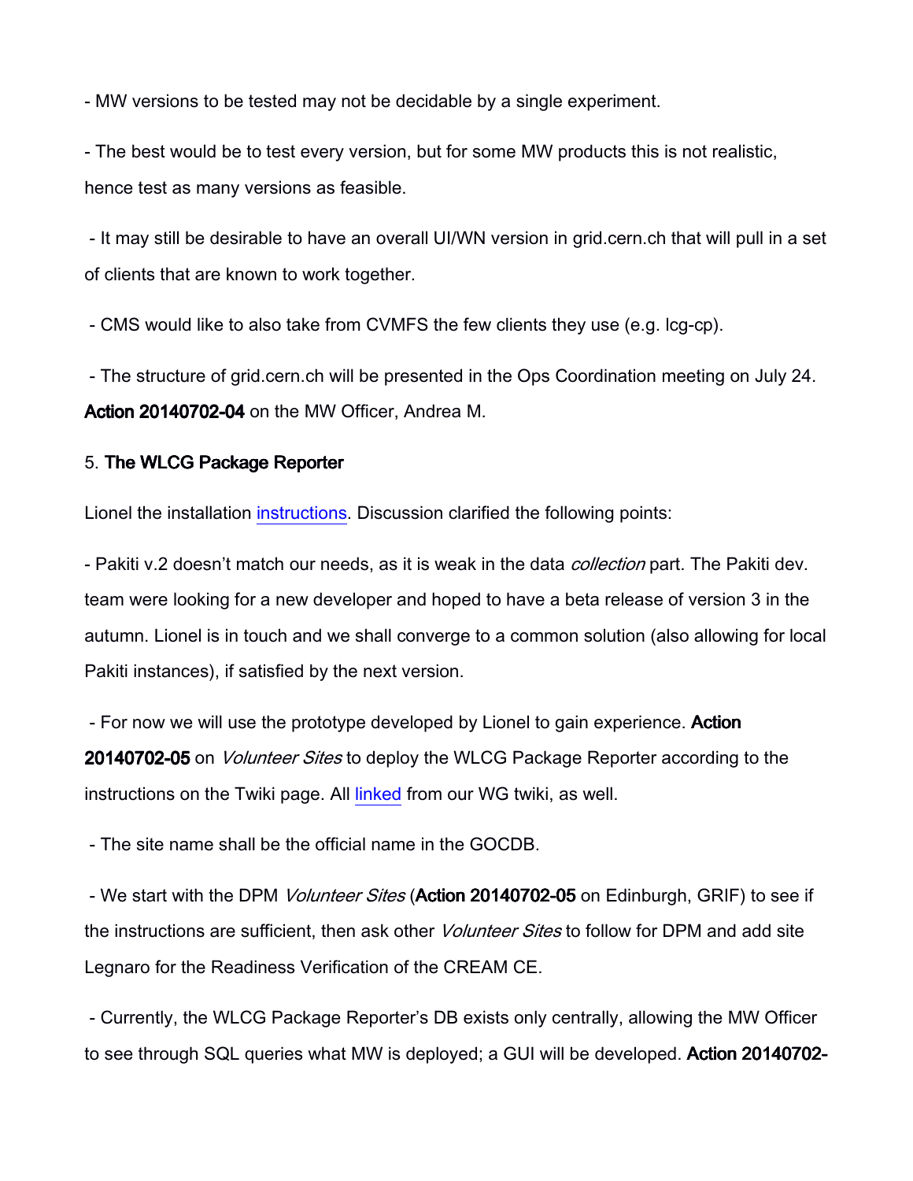- MW versions to be tested may not be decidable by a single experiment.

- The best would be to test every version, but for some MW products this is not realistic, hence test as many versions as feasible.

- It may still be desirable to have an overall UI/WN version in grid.cern.ch that will pull in a set of clients that are known to work together.

- CMS would like to also take from CVMFS the few clients they use (e.g. lcg-cp).

- The structure of grid.cern.ch will be presented in the Ops Coordination meeting on July 24. **Action 20140702-04** on the MW Officer, Andrea M.

5. **The WLCG Package Reporter**

Lionel the installation instructions. Discussion clarified the following points:

- Pakiti v.2 doesn't match our needs, as it is weak in the data *collection* part. The Pakiti dev. team were looking for a new developer and hoped to have a beta release of version 3 in the autumn. Lionel is in touch and we shall converge to a common solution (also allowing for local Pakiti instances), if satisfied by the next version.

- For now we will use the prototype developed by Lionel to gain experience. **Action 20140702-05** on *Volunteer Sites* to deploy the WLCG Package Reporter according to the instructions on the Twiki page. All linked from our WG twiki, as well.

- The site name shall be the official name in the GOCDB.

- We start with the DPM *Volunteer Sites* (**Action 20140702-05** on Edinburgh, GRIF) to see if the instructions are sufficient, then ask other *Volunteer Sites* to follow for DPM and add site Legnaro for the Readiness Verification of the CREAM CE.

- Currently, the WLCG Package Reporter's DB exists only centrally, allowing the MW Officer to see through SQL queries what MW is deployed; a GUI will be developed. **Action 20140702-**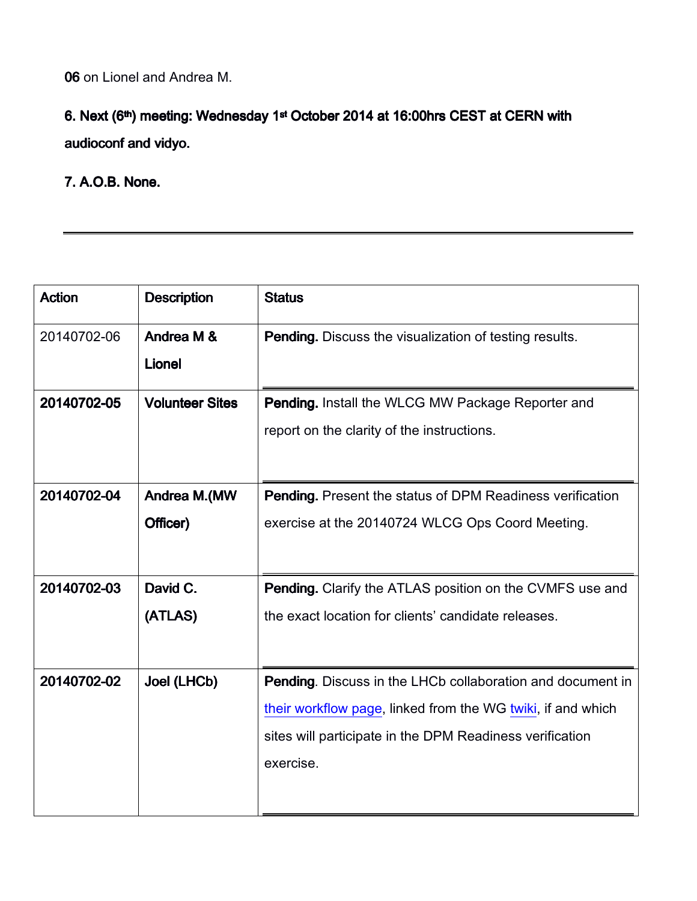**06** on Lionel and Andrea M.

**6. Next (6th) meeting: Wednesday 1st October 2014 at 16:00hrs CEST at CERN with audioconf and vidyo.**

**7. A.O.B. None.**

---

| Action | Description | Status |
|---|---|---|
| 20140702-06 | **Andrea M & Lionel** | **Pending.** Discuss the visualization of testing results. |
| **20140702-05** | **Volunteer Sites** | **Pending.** Install the WLCG MW Package Reporter and report on the clarity of the instructions. |
| **20140702-04** | **Andrea M.(MW Officer)** | **Pending.** Present the status of DPM Readiness verification exercise at the 20140724 WLCG Ops Coord Meeting. |
| **20140702-03** | **David C. (ATLAS)** | **Pending.** Clarify the ATLAS position on the CVMFS use and the exact location for clients' candidate releases. |
| **20140702-02** | **Joel (LHCb)** | **Pending**. Discuss in the LHCb collaboration and document in their workflow page, linked from the WG twiki, if and which sites will participate in the DPM Readiness verification exercise. |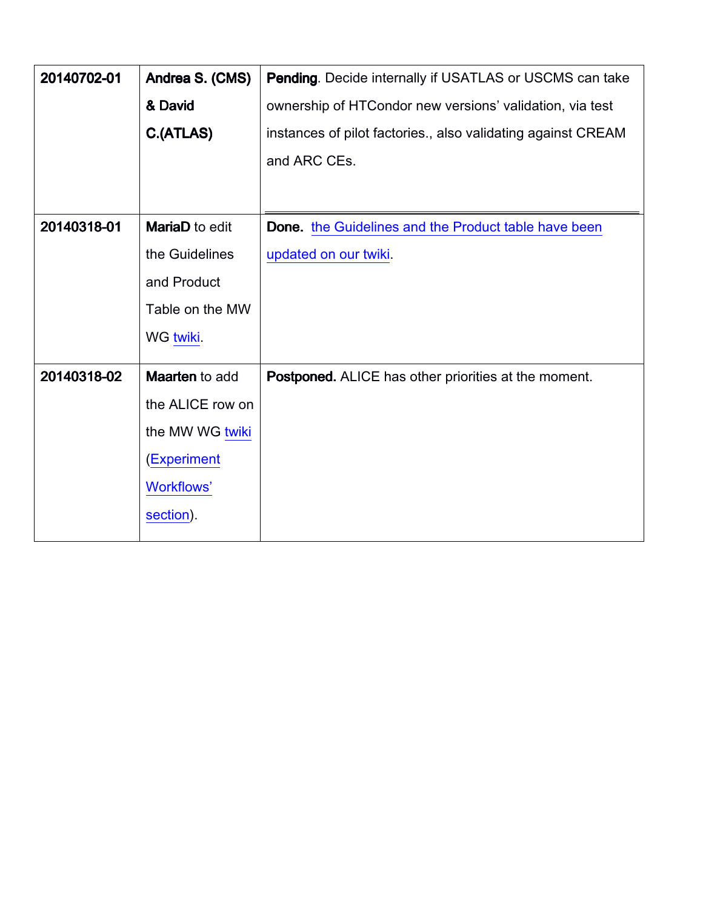| | | |
|---|---|---|
| **20140702-01** | **Andrea S. (CMS) & David C.(ATLAS)** | **Pending**. Decide internally if USATLAS or USCMS can take ownership of HTCondor new versions' validation, via test instances of pilot factories., also validating against CREAM and ARC CEs. |
| **20140318-01** | **MariaD** to edit the Guidelines and Product Table on the MW WG twiki. | **Done.** the Guidelines and the Product table have been updated on our twiki. |
| **20140318-02** | **Maarten** to add the ALICE row on the MW WG twiki (Experiment Workflows' section). | **Postponed.** ALICE has other priorities at the moment. |